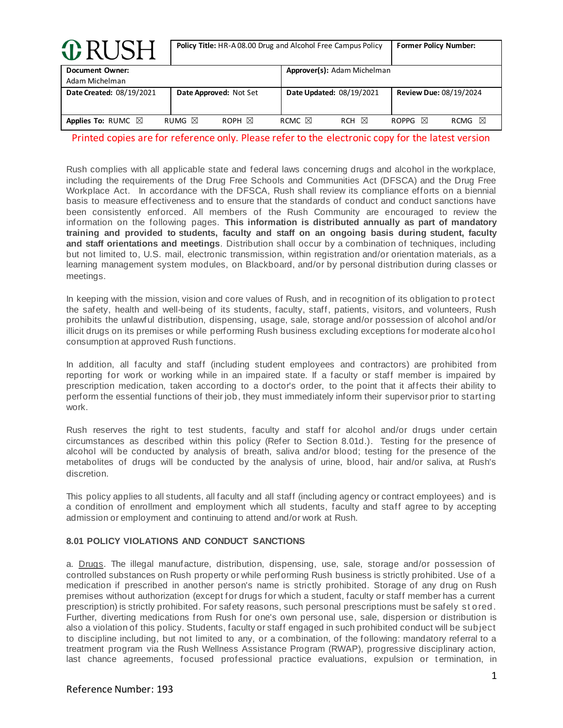| RUSH | Policy Title: HR-A 08.00 Drug and Alcohol Free Campus Policy | | | Former Policy Number: | | |
|---|---|---|---|---|---|---|
| Document Owner: Adam Michelman | | | Approver(s): Adam Michelman | | | |
| Date Created: 08/19/2021 | Date Approved: Not Set | | Date Updated: 08/19/2021 | | Review Due: 08/19/2024 | |
| Applies To: RUMC ☒ | RUMG ☒ | ROPH ☒ | RCMC ☒ | RCH ☒ | ROPPG ☒ | RCMG ☒ |

Printed copies are for reference only. Please refer to the electronic copy for the latest version

Rush complies with all applicable state and federal laws concerning drugs and alcohol in the workplace, including the requirements of the Drug Free Schools and Communities Act (DFSCA) and the Drug Free Workplace Act. In accordance with the DFSCA, Rush shall review its compliance efforts on a biennial basis to measure effectiveness and to ensure that the standards of conduct and conduct sanctions have been consistently enforced. All members of the Rush Community are encouraged to review the information on the following pages. **This information is distributed annually as part of mandatory training and provided to students, faculty and staff on an ongoing basis during student, faculty and staff orientations and meetings**. Distribution shall occur by a combination of techniques, including but not limited to, U.S. mail, electronic transmission, within registration and/or orientation materials, as a learning management system modules, on Blackboard, and/or by personal distribution during classes or meetings.

In keeping with the mission, vision and core values of Rush, and in recognition of its obligation to protect the safety, health and well-being of its students, faculty, staff, patients, visitors, and volunteers, Rush prohibits the unlawful distribution, dispensing, usage, sale, storage and/or possession of alcohol and/or illicit drugs on its premises or while performing Rush business excluding exceptions for moderate alcohol consumption at approved Rush functions.

In addition, all faculty and staff (including student employees and contractors) are prohibited from reporting for work or working while in an impaired state. If a faculty or staff member is impaired by prescription medication, taken according to a doctor's order, to the point that it affects their ability to perform the essential functions of their job, they must immediately inform their supervisor prior to starting work.

Rush reserves the right to test students, faculty and staff for alcohol and/or drugs under certain circumstances as described within this policy (Refer to Section 8.01d.). Testing for the presence of alcohol will be conducted by analysis of breath, saliva and/or blood; testing for the presence of the metabolites of drugs will be conducted by the analysis of urine, blood, hair and/or saliva, at Rush's discretion.

This policy applies to all students, all faculty and all staff (including agency or contract employees) and is a condition of enrollment and employment which all students, faculty and staff agree to by accepting admission or employment and continuing to attend and/or work at Rush.

**8.01 POLICY VIOLATIONS AND CONDUCT SANCTIONS**

a. Drugs. The illegal manufacture, distribution, dispensing, use, sale, storage and/or possession of controlled substances on Rush property or while performing Rush business is strictly prohibited. Use of a medication if prescribed in another person's name is strictly prohibited. Storage of any drug on Rush premises without authorization (except for drugs for which a student, faculty or staff member has a current prescription) is strictly prohibited. For safety reasons, such personal prescriptions must be safely stored. Further, diverting medications from Rush for one's own personal use, sale, dispersion or distribution is also a violation of this policy. Students, faculty or staff engaged in such prohibited conduct will be subject to discipline including, but not limited to any, or a combination, of the following: mandatory referral to a treatment program via the Rush Wellness Assistance Program (RWAP), progressive disciplinary action, last chance agreements, focused professional practice evaluations, expulsion or termination, in

Reference Number: 193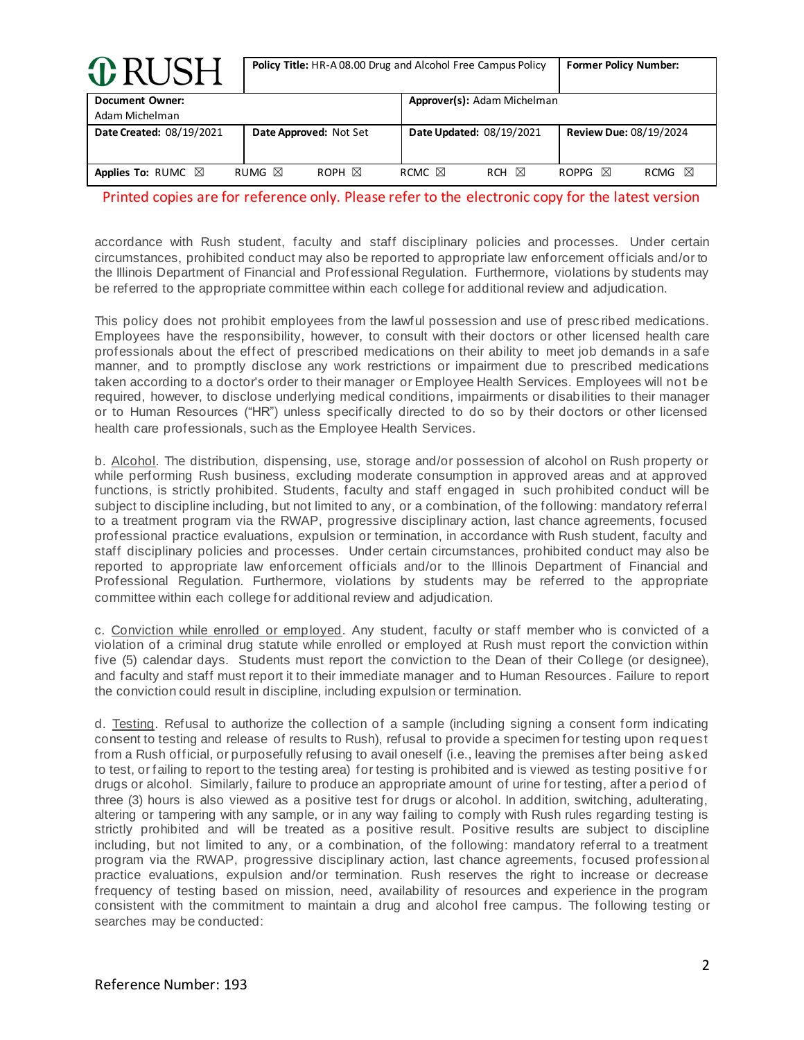accordance with Rush student, faculty and staff disciplinary policies and processes. Under certain circumstances, prohibited conduct may also be reported to appropriate law enforcement officials and/or to the Illinois Department of Financial and Professional Regulation. Furthermore, violations by students may be referred to the appropriate committee within each college for additional review and adjudication.

This policy does not prohibit employees from the lawful possession and use of prescribed medications. Employees have the responsibility, however, to consult with their doctors or other licensed health care professionals about the effect of prescribed medications on their ability to meet job demands in a safe manner, and to promptly disclose any work restrictions or impairment due to prescribed medications taken according to a doctor's order to their manager or Employee Health Services. Employees will not be required, however, to disclose underlying medical conditions, impairments or disabilities to their manager or to Human Resources ("HR") unless specifically directed to do so by their doctors or other licensed health care professionals, such as the Employee Health Services.

b. Alcohol. The distribution, dispensing, use, storage and/or possession of alcohol on Rush property or while performing Rush business, excluding moderate consumption in approved areas and at approved functions, is strictly prohibited. Students, faculty and staff engaged in such prohibited conduct will be subject to discipline including, but not limited to any, or a combination, of the following: mandatory referral to a treatment program via the RWAP, progressive disciplinary action, last chance agreements, focused professional practice evaluations, expulsion or termination, in accordance with Rush student, faculty and staff disciplinary policies and processes. Under certain circumstances, prohibited conduct may also be reported to appropriate law enforcement officials and/or to the Illinois Department of Financial and Professional Regulation. Furthermore, violations by students may be referred to the appropriate committee within each college for additional review and adjudication.

c. Conviction while enrolled or employed. Any student, faculty or staff member who is convicted of a violation of a criminal drug statute while enrolled or employed at Rush must report the conviction within five (5) calendar days. Students must report the conviction to the Dean of their College (or designee), and faculty and staff must report it to their immediate manager and to Human Resources. Failure to report the conviction could result in discipline, including expulsion or termination.

d. Testing. Refusal to authorize the collection of a sample (including signing a consent form indicating consent to testing and release of results to Rush), refusal to provide a specimen for testing upon request from a Rush official, or purposefully refusing to avail oneself (i.e., leaving the premises after being asked to test, or failing to report to the testing area) for testing is prohibited and is viewed as testing positive for drugs or alcohol. Similarly, failure to produce an appropriate amount of urine for testing, after a period of three (3) hours is also viewed as a positive test for drugs or alcohol. In addition, switching, adulterating, altering or tampering with any sample, or in any way failing to comply with Rush rules regarding testing is strictly prohibited and will be treated as a positive result. Positive results are subject to discipline including, but not limited to any, or a combination, of the following: mandatory referral to a treatment program via the RWAP, progressive disciplinary action, last chance agreements, focused professional practice evaluations, expulsion and/or termination. Rush reserves the right to increase or decrease frequency of testing based on mission, need, availability of resources and experience in the program consistent with the commitment to maintain a drug and alcohol free campus. The following testing or searches may be conducted: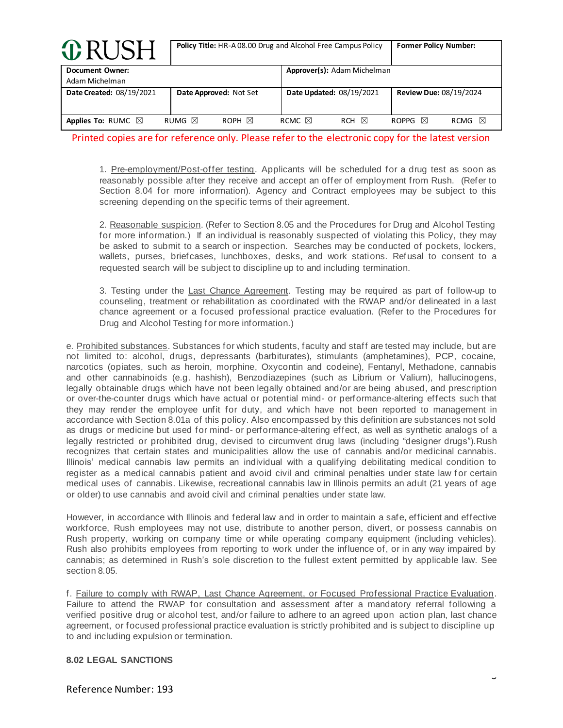1. Pre-employment/Post-offer testing. Applicants will be scheduled for a drug test as soon as reasonably possible after they receive and accept an offer of employment from Rush. (Refer to Section 8.04 for more information). Agency and Contract employees may be subject to this screening depending on the specific terms of their agreement.

2. Reasonable suspicion. (Refer to Section 8.05 and the Procedures for Drug and Alcohol Testing for more information.) If an individual is reasonably suspected of violating this Policy, they may be asked to submit to a search or inspection. Searches may be conducted of pockets, lockers, wallets, purses, briefcases, lunchboxes, desks, and work stations. Refusal to consent to a requested search will be subject to discipline up to and including termination.

3. Testing under the Last Chance Agreement. Testing may be required as part of follow-up to counseling, treatment or rehabilitation as coordinated with the RWAP and/or delineated in a last chance agreement or a focused professional practice evaluation. (Refer to the Procedures for Drug and Alcohol Testing for more information.)

e. Prohibited substances. Substances for which students, faculty and staff are tested may include, but are not limited to: alcohol, drugs, depressants (barbiturates), stimulants (amphetamines), PCP, cocaine, narcotics (opiates, such as heroin, morphine, Oxycontin and codeine), Fentanyl, Methadone, cannabis and other cannabinoids (e.g. hashish), Benzodiazepines (such as Librium or Valium), hallucinogens, legally obtainable drugs which have not been legally obtained and/or are being abused, and prescription or over-the-counter drugs which have actual or potential mind- or performance-altering effects such that they may render the employee unfit for duty, and which have not been reported to management in accordance with Section 8.01a of this policy. Also encompassed by this definition are substances not sold as drugs or medicine but used for mind- or performance-altering effect, as well as synthetic analogs of a legally restricted or prohibited drug, devised to circumvent drug laws (including "designer drugs").Rush recognizes that certain states and municipalities allow the use of cannabis and/or medicinal cannabis. Illinois' medical cannabis law permits an individual with a qualifying debilitating medical condition to register as a medical cannabis patient and avoid civil and criminal penalties under state law for certain medical uses of cannabis. Likewise, recreational cannabis law in Illinois permits an adult (21 years of age or older) to use cannabis and avoid civil and criminal penalties under state law.

However, in accordance with Illinois and federal law and in order to maintain a safe, efficient and effective workforce, Rush employees may not use, distribute to another person, divert, or possess cannabis on Rush property, working on company time or while operating company equipment (including vehicles). Rush also prohibits employees from reporting to work under the influence of, or in any way impaired by cannabis; as determined in Rush's sole discretion to the fullest extent permitted by applicable law. See section 8.05.

f. Failure to comply with RWAP, Last Chance Agreement, or Focused Professional Practice Evaluation. Failure to attend the RWAP for consultation and assessment after a mandatory referral following a verified positive drug or alcohol test, and/or failure to adhere to an agreed upon action plan, last chance agreement, or focused professional practice evaluation is strictly prohibited and is subject to discipline up to and including expulsion or termination.

**8.02 LEGAL SANCTIONS**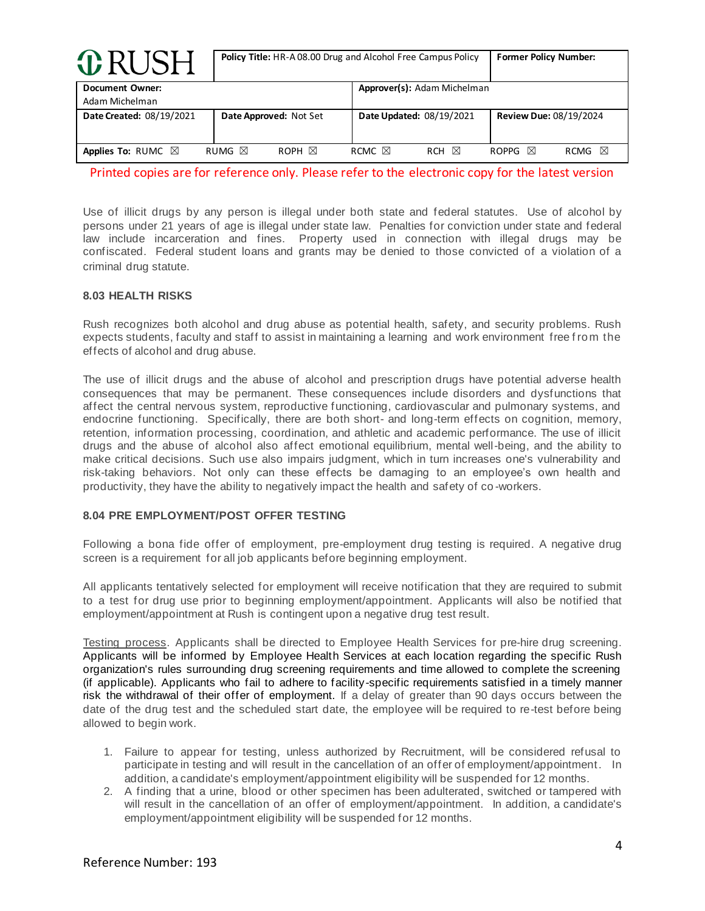Use of illicit drugs by any person is illegal under both state and federal statutes. Use of alcohol by persons under 21 years of age is illegal under state law. Penalties for conviction under state and federal law include incarceration and fines. Property used in connection with illegal drugs may be confiscated. Federal student loans and grants may be denied to those convicted of a violation of a criminal drug statute.

### 8.03 HEALTH RISKS

Rush recognizes both alcohol and drug abuse as potential health, safety, and security problems. Rush expects students, faculty and staff to assist in maintaining a learning and work environment free from the effects of alcohol and drug abuse.

The use of illicit drugs and the abuse of alcohol and prescription drugs have potential adverse health consequences that may be permanent. These consequences include disorders and dysfunctions that affect the central nervous system, reproductive functioning, cardiovascular and pulmonary systems, and endocrine functioning. Specifically, there are both short- and long-term effects on cognition, memory, retention, information processing, coordination, and athletic and academic performance. The use of illicit drugs and the abuse of alcohol also affect emotional equilibrium, mental well-being, and the ability to make critical decisions. Such use also impairs judgment, which in turn increases one's vulnerability and risk-taking behaviors. Not only can these effects be damaging to an employee's own health and productivity, they have the ability to negatively impact the health and safety of co-workers.

### 8.04 PRE EMPLOYMENT/POST OFFER TESTING

Following a bona fide offer of employment, pre-employment drug testing is required. A negative drug screen is a requirement for all job applicants before beginning employment.

All applicants tentatively selected for employment will receive notification that they are required to submit to a test for drug use prior to beginning employment/appointment. Applicants will also be notified that employment/appointment at Rush is contingent upon a negative drug test result.

Testing process. Applicants shall be directed to Employee Health Services for pre-hire drug screening. Applicants will be informed by Employee Health Services at each location regarding the specific Rush organization's rules surrounding drug screening requirements and time allowed to complete the screening (if applicable). Applicants who fail to adhere to facility-specific requirements satisfied in a timely manner risk the withdrawal of their offer of employment. If a delay of greater than 90 days occurs between the date of the drug test and the scheduled start date, the employee will be required to re-test before being allowed to begin work.

1. Failure to appear for testing, unless authorized by Recruitment, will be considered refusal to participate in testing and will result in the cancellation of an offer of employment/appointment. In addition, a candidate's employment/appointment eligibility will be suspended for 12 months.
2. A finding that a urine, blood or other specimen has been adulterated, switched or tampered with will result in the cancellation of an offer of employment/appointment. In addition, a candidate's employment/appointment eligibility will be suspended for 12 months.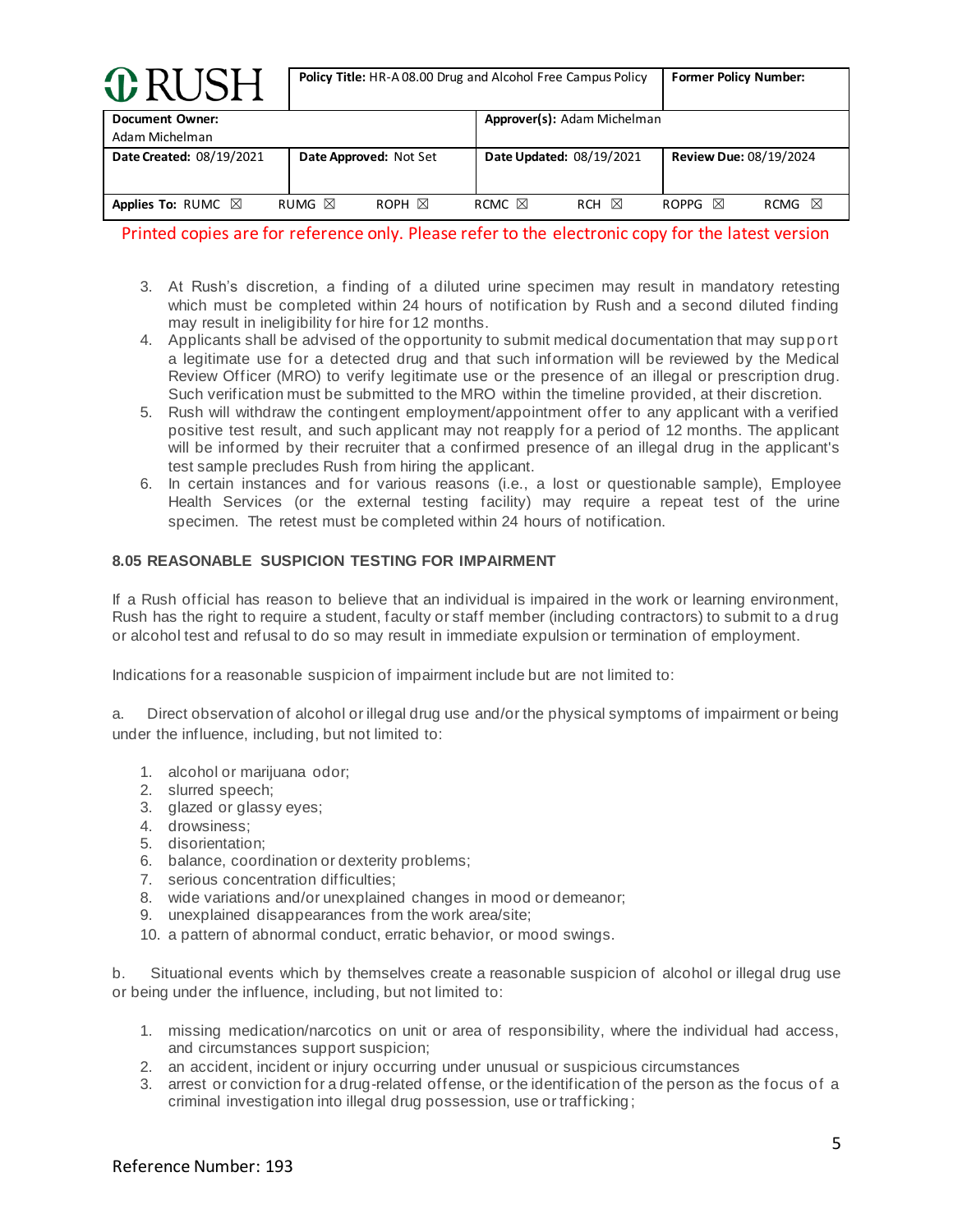3. At Rush's discretion, a finding of a diluted urine specimen may result in mandatory retesting which must be completed within 24 hours of notification by Rush and a second diluted finding may result in ineligibility for hire for 12 months.
4. Applicants shall be advised of the opportunity to submit medical documentation that may support a legitimate use for a detected drug and that such information will be reviewed by the Medical Review Officer (MRO) to verify legitimate use or the presence of an illegal or prescription drug. Such verification must be submitted to the MRO within the timeline provided, at their discretion.
5. Rush will withdraw the contingent employment/appointment offer to any applicant with a verified positive test result, and such applicant may not reapply for a period of 12 months. The applicant will be informed by their recruiter that a confirmed presence of an illegal drug in the applicant's test sample precludes Rush from hiring the applicant.
6. In certain instances and for various reasons (i.e., a lost or questionable sample), Employee Health Services (or the external testing facility) may require a repeat test of the urine specimen. The retest must be completed within 24 hours of notification.

### 8.05 REASONABLE SUSPICION TESTING FOR IMPAIRMENT

If a Rush official has reason to believe that an individual is impaired in the work or learning environment, Rush has the right to require a student, faculty or staff member (including contractors) to submit to a drug or alcohol test and refusal to do so may result in immediate expulsion or termination of employment.

Indications for a reasonable suspicion of impairment include but are not limited to:

a. Direct observation of alcohol or illegal drug use and/or the physical symptoms of impairment or being under the influence, including, but not limited to:

1. alcohol or marijuana odor;
2. slurred speech;
3. glazed or glassy eyes;
4. drowsiness;
5. disorientation;
6. balance, coordination or dexterity problems;
7. serious concentration difficulties;
8. wide variations and/or unexplained changes in mood or demeanor;
9. unexplained disappearances from the work area/site;
10. a pattern of abnormal conduct, erratic behavior, or mood swings.

b. Situational events which by themselves create a reasonable suspicion of alcohol or illegal drug use or being under the influence, including, but not limited to:

1. missing medication/narcotics on unit or area of responsibility, where the individual had access, and circumstances support suspicion;
2. an accident, incident or injury occurring under unusual or suspicious circumstances
3. arrest or conviction for a drug-related offense, or the identification of the person as the focus of a criminal investigation into illegal drug possession, use or trafficking;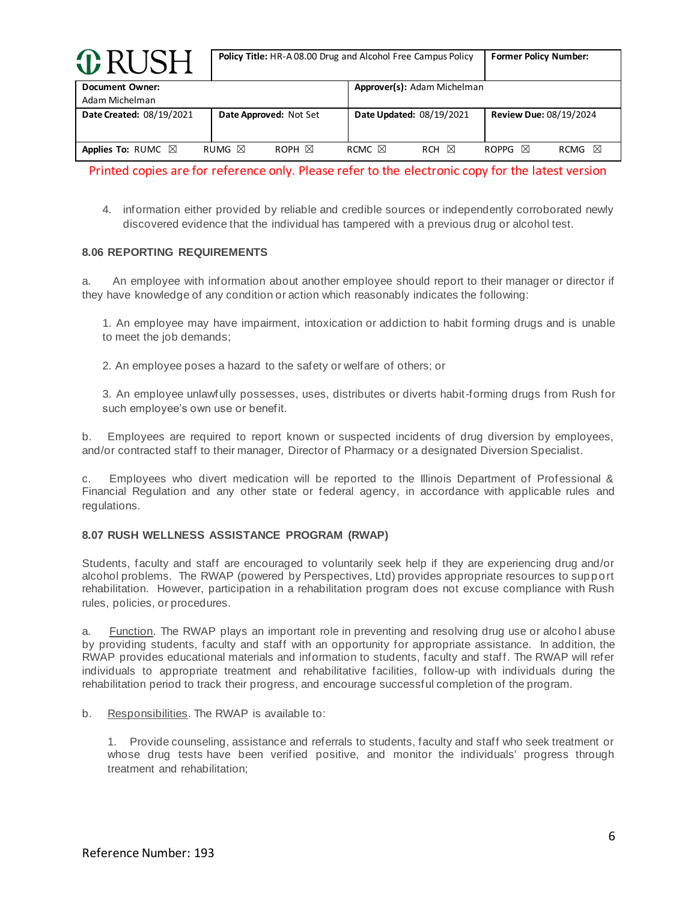4. information either provided by reliable and credible sources or independently corroborated newly discovered evidence that the individual has tampered with a previous drug or alcohol test.

### 8.06 REPORTING REQUIREMENTS

a. An employee with information about another employee should report to their manager or director if they have knowledge of any condition or action which reasonably indicates the following:

1. An employee may have impairment, intoxication or addiction to habit forming drugs and is unable to meet the job demands;

2. An employee poses a hazard to the safety or welfare of others; or

3. An employee unlawfully possesses, uses, distributes or diverts habit-forming drugs from Rush for such employee's own use or benefit.

b. Employees are required to report known or suspected incidents of drug diversion by employees, and/or contracted staff to their manager, Director of Pharmacy or a designated Diversion Specialist.

c. Employees who divert medication will be reported to the Illinois Department of Professional & Financial Regulation and any other state or federal agency, in accordance with applicable rules and regulations.

### 8.07 RUSH WELLNESS ASSISTANCE PROGRAM (RWAP)

Students, faculty and staff are encouraged to voluntarily seek help if they are experiencing drug and/or alcohol problems. The RWAP (powered by Perspectives, Ltd) provides appropriate resources to support rehabilitation. However, participation in a rehabilitation program does not excuse compliance with Rush rules, policies, or procedures.

a. Function. The RWAP plays an important role in preventing and resolving drug use or alcohol abuse by providing students, faculty and staff with an opportunity for appropriate assistance. In addition, the RWAP provides educational materials and information to students, faculty and staff. The RWAP will refer individuals to appropriate treatment and rehabilitative facilities, follow-up with individuals during the rehabilitation period to track their progress, and encourage successful completion of the program.

b. Responsibilities. The RWAP is available to:

1. Provide counseling, assistance and referrals to students, faculty and staff who seek treatment or whose drug tests have been verified positive, and monitor the individuals' progress through treatment and rehabilitation;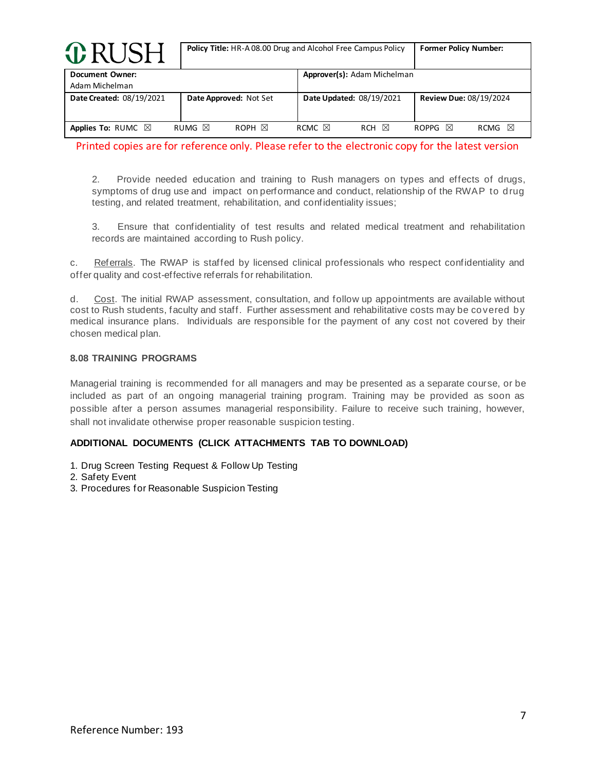2. Provide needed education and training to Rush managers on types and effects of drugs, symptoms of drug use and impact on performance and conduct, relationship of the RWAP to drug testing, and related treatment, rehabilitation, and confidentiality issues;

3. Ensure that confidentiality of test results and related medical treatment and rehabilitation records are maintained according to Rush policy.

c. Referrals. The RWAP is staffed by licensed clinical professionals who respect confidentiality and offer quality and cost-effective referrals for rehabilitation.

d. Cost. The initial RWAP assessment, consultation, and follow up appointments are available without cost to Rush students, faculty and staff. Further assessment and rehabilitative costs may be covered by medical insurance plans. Individuals are responsible for the payment of any cost not covered by their chosen medical plan.

### 8.08 TRAINING PROGRAMS

Managerial training is recommended for all managers and may be presented as a separate course, or be included as part of an ongoing managerial training program. Training may be provided as soon as possible after a person assumes managerial responsibility. Failure to receive such training, however, shall not invalidate otherwise proper reasonable suspicion testing.

### ADDITIONAL DOCUMENTS (CLICK ATTACHMENTS TAB TO DOWNLOAD)

1. Drug Screen Testing Request & Follow Up Testing
2. Safety Event
3. Procedures for Reasonable Suspicion Testing

Reference Number: 193